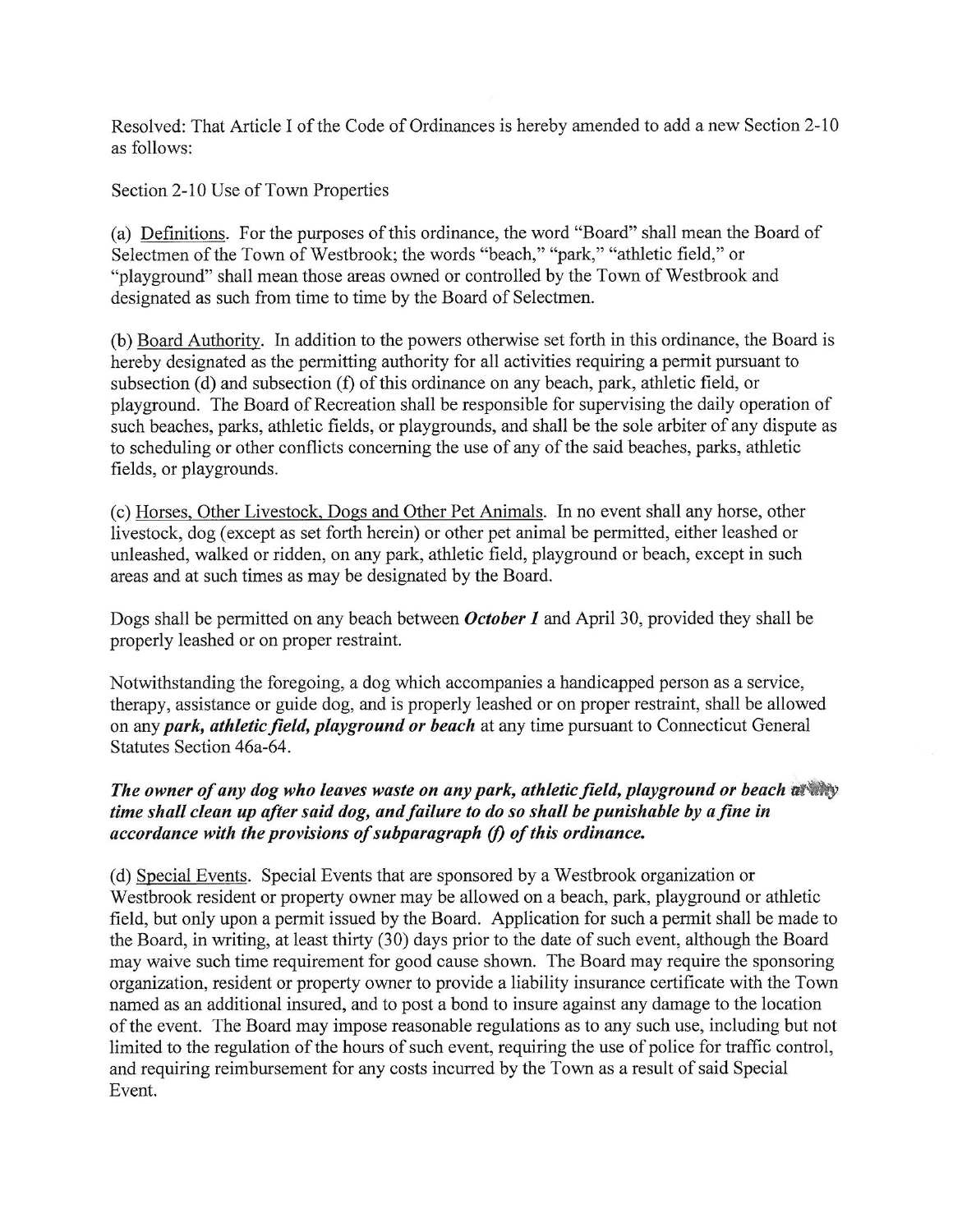Resolved: That Article I of the Code of Ordinances is hereby amended to add a new Section 2-10 as follows:

Section 2-10 Use of Town Properties

(a) Definitions. For the purposes of this ordinance, the word "Board" shall mean the Board of Selectmen of the Town of Westbrook; the words "beach," "park," "athletic field," or "playground" shall mean those areas owned or controlled by the Town of Westbrook and designated as such from time to time by the Board of Selectmen.

(b) Board Authority. In addition to the powers otherwise set forth in this ordinance, the Board is hereby designated as the permitting authority for all activities requiring a permit pursuant to subsection (d) and subsection (f) of this ordinance on any beach, park, athletic field, or playground. The Board of Recreation shall be responsible for supervising the daily operation of such beaches, parks, athletic fields, or playgrounds, and shall be the sole arbiter of any dispute as to scheduling or other conflicts concerning the use of any of the said beaches, parks, athletic fields, or playgrounds.

(c) Horses, Other Livestock, Dogs and Other Pet Animals. In no event shall any horse, other livestock, dog (except as set forth herein) or other pet animal be permitted, either leashed or unleashed, walked or ridden, on any park, athletic field, playground or beach, except in such areas and at such times as may be designated by the Board.

Dogs shall be permitted on any beach between ***October 1*** and April 30, provided they shall be properly leashed or on proper restraint.

Notwithstanding the foregoing, a dog which accompanies a handicapped person as a service, therapy, assistance or guide dog, and is properly leashed or on proper restraint, shall be allowed on any ***park, athletic field, playground or beach*** at any time pursuant to Connecticut General Statutes Section 46a-64.

***The owner of any dog who leaves waste on any park, athletic field, playground or beach at any time shall clean up after said dog, and failure to do so shall be punishable by a fine in accordance with the provisions of subparagraph (f) of this ordinance.***

(d) Special Events. Special Events that are sponsored by a Westbrook organization or Westbrook resident or property owner may be allowed on a beach, park, playground or athletic field, but only upon a permit issued by the Board. Application for such a permit shall be made to the Board, in writing, at least thirty (30) days prior to the date of such event, although the Board may waive such time requirement for good cause shown. The Board may require the sponsoring organization, resident or property owner to provide a liability insurance certificate with the Town named as an additional insured, and to post a bond to insure against any damage to the location of the event. The Board may impose reasonable regulations as to any such use, including but not limited to the regulation of the hours of such event, requiring the use of police for traffic control, and requiring reimbursement for any costs incurred by the Town as a result of said Special Event.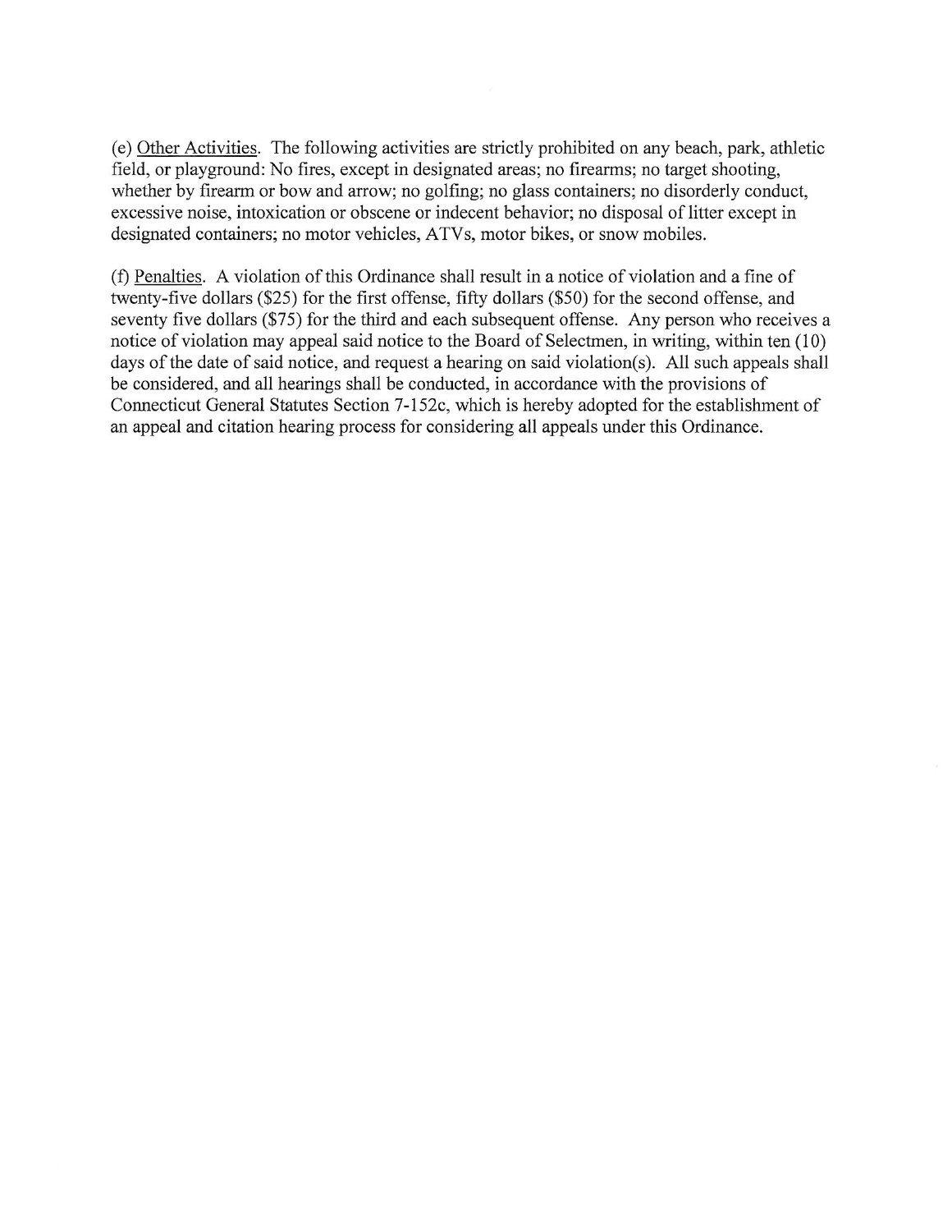(e) Other Activities. The following activities are strictly prohibited on any beach, park, athletic field, or playground: No fires, except in designated areas; no firearms; no target shooting, whether by firearm or bow and arrow; no golfing; no glass containers; no disorderly conduct, excessive noise, intoxication or obscene or indecent behavior; no disposal of litter except in designated containers; no motor vehicles, ATVs, motor bikes, or snow mobiles.

(f) Penalties. A violation of this Ordinance shall result in a notice of violation and a fine of twenty-five dollars ($25) for the first offense, fifty dollars ($50) for the second offense, and seventy five dollars ($75) for the third and each subsequent offense. Any person who receives a notice of violation may appeal said notice to the Board of Selectmen, in writing, within ten (10) days of the date of said notice, and request a hearing on said violation(s). All such appeals shall be considered, and all hearings shall be conducted, in accordance with the provisions of Connecticut General Statutes Section 7-152c, which is hereby adopted for the establishment of an appeal and citation hearing process for considering all appeals under this Ordinance.